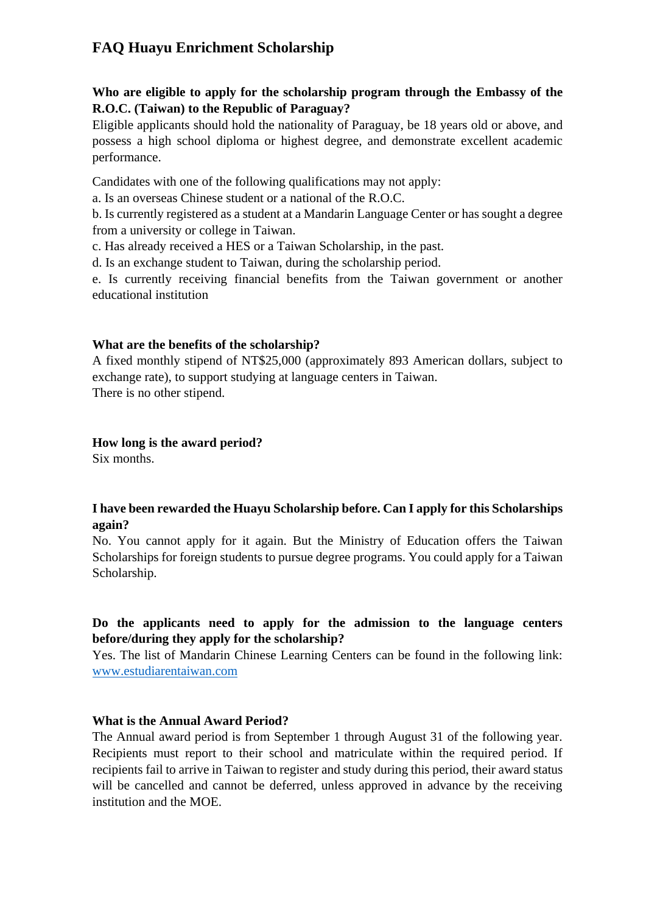# FAQ Huayu Enrichment Scholarship

**Who are eligible to apply for the scholarship program through the Embassy of the R.O.C. (Taiwan) to the Republic of Paraguay?**

Eligible applicants should hold the nationality of Paraguay, be 18 years old or above, and possess a high school diploma or highest degree, and demonstrate excellent academic performance.

Candidates with one of the following qualifications may not apply:

a. Is an overseas Chinese student or a national of the R.O.C.

b. Is currently registered as a student at a Mandarin Language Center or has sought a degree from a university or college in Taiwan.

c. Has already received a HES or a Taiwan Scholarship, in the past.

d. Is an exchange student to Taiwan, during the scholarship period.

e. Is currently receiving financial benefits from the Taiwan government or another educational institution

**What are the benefits of the scholarship?**

A fixed monthly stipend of NT$25,000 (approximately 893 American dollars, subject to exchange rate), to support studying at language centers in Taiwan.

There is no other stipend.

**How long is the award period?**

Six months.

**I have been rewarded the Huayu Scholarship before. Can I apply for this Scholarships again?**

No. You cannot apply for it again. But the Ministry of Education offers the Taiwan Scholarships for foreign students to pursue degree programs. You could apply for a Taiwan Scholarship.

**Do the applicants need to apply for the admission to the language centers before/during they apply for the scholarship?**

Yes. The list of Mandarin Chinese Learning Centers can be found in the following link: [www.estudiarentaiwan.com](www.estudiarentaiwan.com)

**What is the Annual Award Period?**

The Annual award period is from September 1 through August 31 of the following year. Recipients must report to their school and matriculate within the required period. If recipients fail to arrive in Taiwan to register and study during this period, their award status will be cancelled and cannot be deferred, unless approved in advance by the receiving institution and the MOE.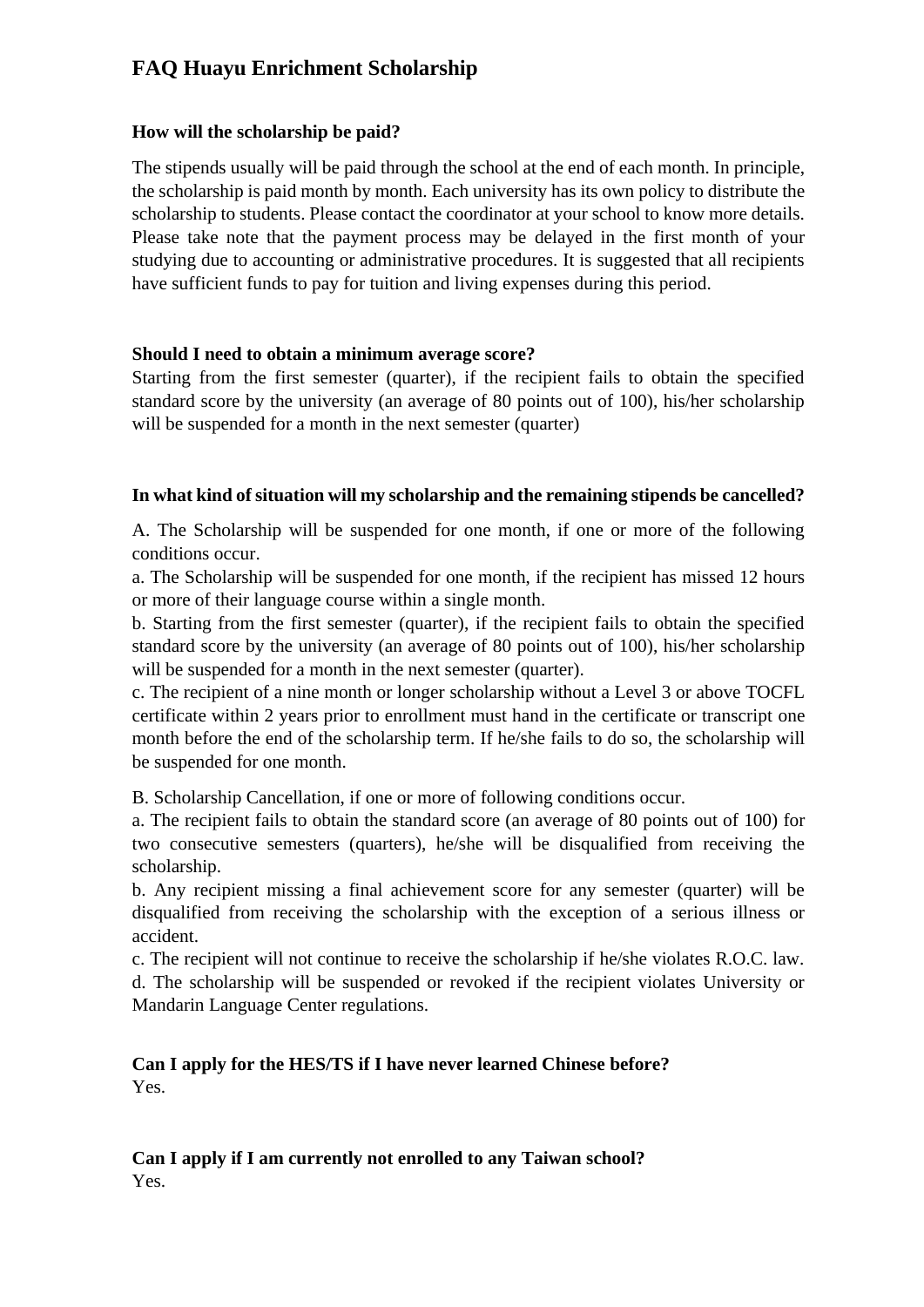# FAQ Huayu Enrichment Scholarship

**How will the scholarship be paid?**

The stipends usually will be paid through the school at the end of each month. In principle, the scholarship is paid month by month. Each university has its own policy to distribute the scholarship to students. Please contact the coordinator at your school to know more details. Please take note that the payment process may be delayed in the first month of your studying due to accounting or administrative procedures. It is suggested that all recipients have sufficient funds to pay for tuition and living expenses during this period.

**Should I need to obtain a minimum average score?**

Starting from the first semester (quarter), if the recipient fails to obtain the specified standard score by the university (an average of 80 points out of 100), his/her scholarship will be suspended for a month in the next semester (quarter)

**In what kind of situation will my scholarship and the remaining stipends be cancelled?**

A. The Scholarship will be suspended for one month, if one or more of the following conditions occur.

a. The Scholarship will be suspended for one month, if the recipient has missed 12 hours or more of their language course within a single month.

b. Starting from the first semester (quarter), if the recipient fails to obtain the specified standard score by the university (an average of 80 points out of 100), his/her scholarship will be suspended for a month in the next semester (quarter).

c. The recipient of a nine month or longer scholarship without a Level 3 or above TOCFL certificate within 2 years prior to enrollment must hand in the certificate or transcript one month before the end of the scholarship term. If he/she fails to do so, the scholarship will be suspended for one month.

B. Scholarship Cancellation, if one or more of following conditions occur.

a. The recipient fails to obtain the standard score (an average of 80 points out of 100) for two consecutive semesters (quarters), he/she will be disqualified from receiving the scholarship.

b. Any recipient missing a final achievement score for any semester (quarter) will be disqualified from receiving the scholarship with the exception of a serious illness or accident.

c. The recipient will not continue to receive the scholarship if he/she violates R.O.C. law.

d. The scholarship will be suspended or revoked if the recipient violates University or Mandarin Language Center regulations.

**Can I apply for the HES/TS if I have never learned Chinese before?**

Yes.

**Can I apply if I am currently not enrolled to any Taiwan school?**

Yes.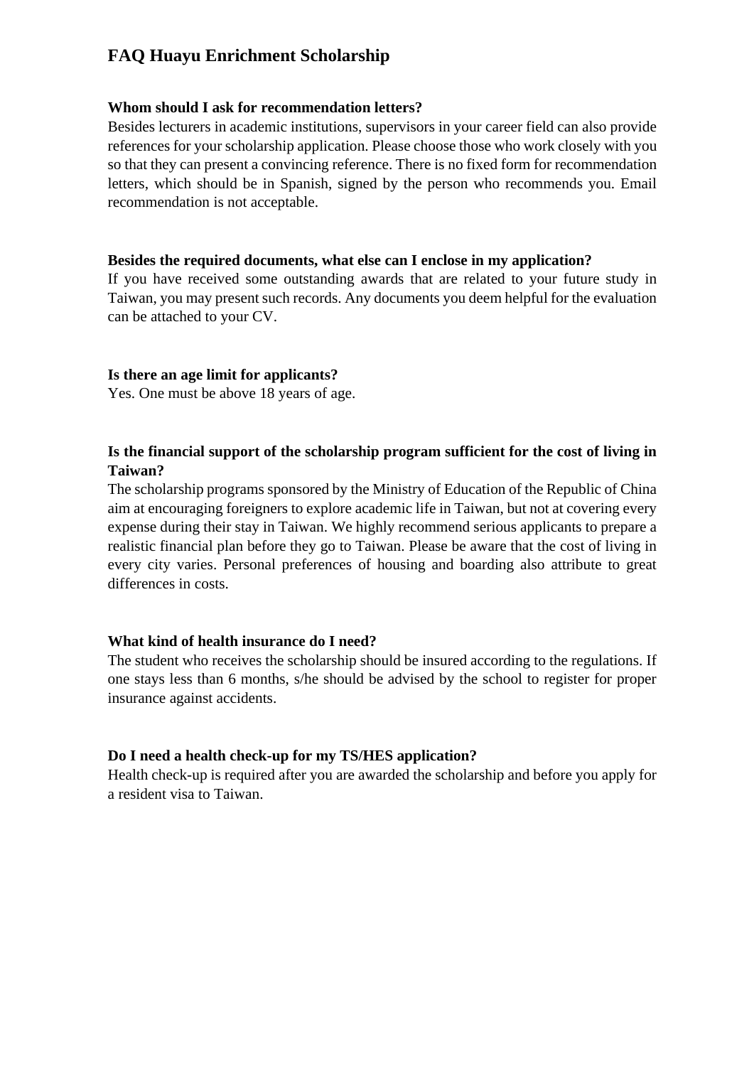# FAQ Huayu Enrichment Scholarship

**Whom should I ask for recommendation letters?**

Besides lecturers in academic institutions, supervisors in your career field can also provide references for your scholarship application. Please choose those who work closely with you so that they can present a convincing reference. There is no fixed form for recommendation letters, which should be in Spanish, signed by the person who recommends you. Email recommendation is not acceptable.

**Besides the required documents, what else can I enclose in my application?**

If you have received some outstanding awards that are related to your future study in Taiwan, you may present such records. Any documents you deem helpful for the evaluation can be attached to your CV.

**Is there an age limit for applicants?**

Yes. One must be above 18 years of age.

**Is the financial support of the scholarship program sufficient for the cost of living in Taiwan?**

The scholarship programs sponsored by the Ministry of Education of the Republic of China aim at encouraging foreigners to explore academic life in Taiwan, but not at covering every expense during their stay in Taiwan. We highly recommend serious applicants to prepare a realistic financial plan before they go to Taiwan. Please be aware that the cost of living in every city varies. Personal preferences of housing and boarding also attribute to great differences in costs.

**What kind of health insurance do I need?**

The student who receives the scholarship should be insured according to the regulations. If one stays less than 6 months, s/he should be advised by the school to register for proper insurance against accidents.

**Do I need a health check-up for my TS/HES application?**

Health check-up is required after you are awarded the scholarship and before you apply for a resident visa to Taiwan.